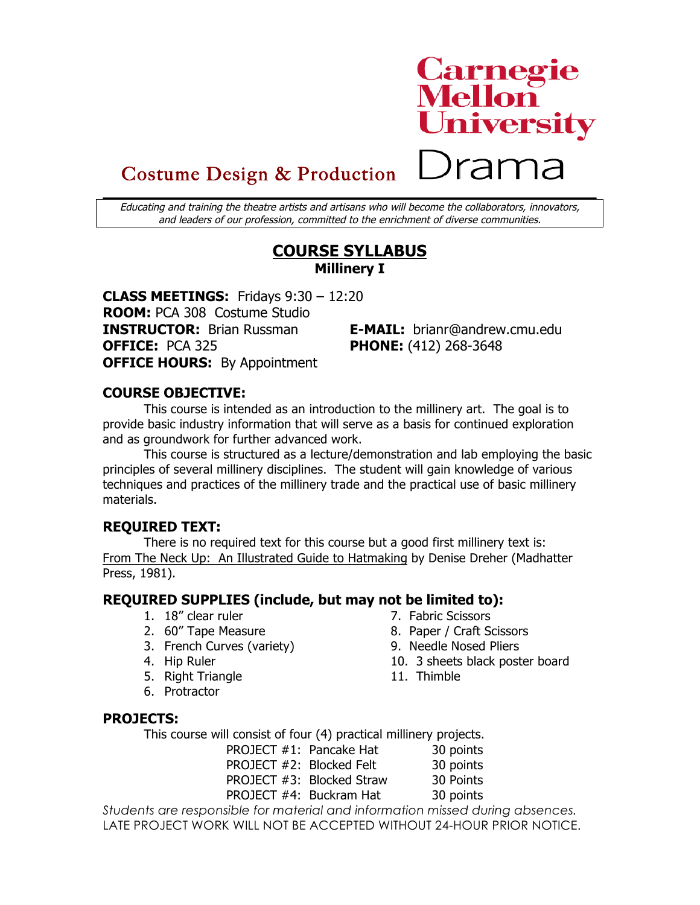Carnegie Mellon University

Costume Design & Production — Drama

*Educating and training the theatre artists and artisans who will become the collaborators, innovators, and leaders of our profession, committed to the enrichment of diverse communities.*

# COURSE SYLLABUS

## Millinery I

**CLASS MEETINGS:** Fridays 9:30 – 12:20
**ROOM:** PCA 308 Costume Studio
**INSTRUCTOR:** Brian Russman
**E-MAIL:** brianr@andrew.cmu.edu
**OFFICE:** PCA 325
**PHONE:** (412) 268-3648
**OFFICE HOURS:** By Appointment

### COURSE OBJECTIVE:

This course is intended as an introduction to the millinery art. The goal is to provide basic industry information that will serve as a basis for continued exploration and as groundwork for further advanced work.

This course is structured as a lecture/demonstration and lab employing the basic principles of several millinery disciplines. The student will gain knowledge of various techniques and practices of the millinery trade and the practical use of basic millinery materials.

### REQUIRED TEXT:

There is no required text for this course but a good first millinery text is: From The Neck Up: An Illustrated Guide to Hatmaking by Denise Dreher (Madhatter Press, 1981).

### REQUIRED SUPPLIES (include, but may not be limited to):

1. 18" clear ruler
2. 60" Tape Measure
3. French Curves (variety)
4. Hip Ruler
5. Right Triangle
6. Protractor
7. Fabric Scissors
8. Paper / Craft Scissors
9. Needle Nosed Pliers
10. 3 sheets black poster board
11. Thimble

### PROJECTS:

This course will consist of four (4) practical millinery projects.

| | |
|---|---|
| PROJECT #1: Pancake Hat | 30 points |
| PROJECT #2: Blocked Felt | 30 points |
| PROJECT #3: Blocked Straw | 30 Points |
| PROJECT #4: Buckram Hat | 30 points |

*Students are responsible for material and information missed during absences.*
LATE PROJECT WORK WILL NOT BE ACCEPTED WITHOUT 24-HOUR PRIOR NOTICE.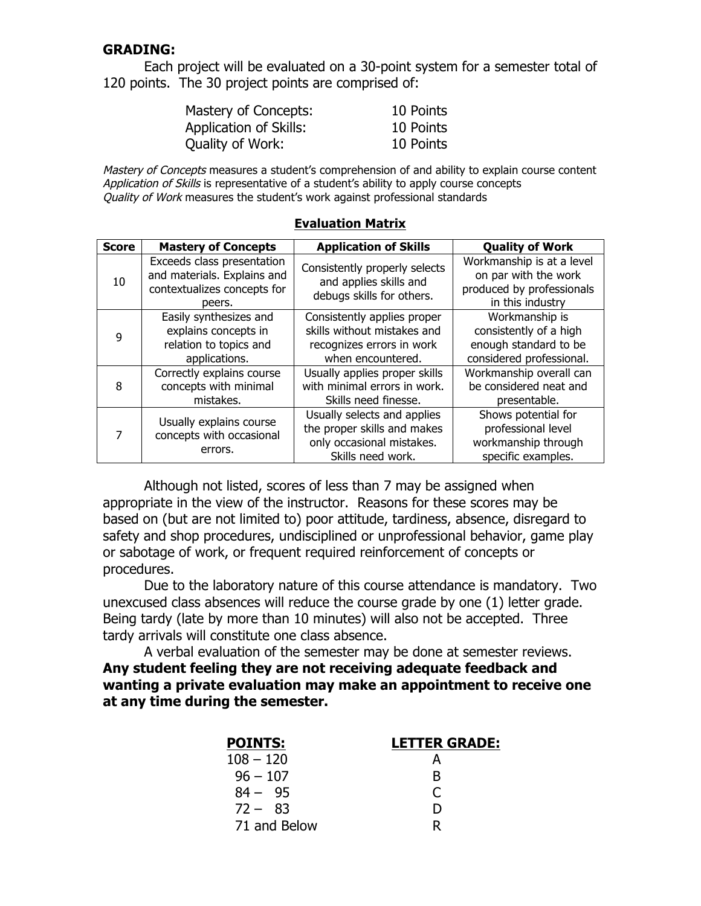## GRADING:

Each project will be evaluated on a 30-point system for a semester total of 120 points. The 30 project points are comprised of:

| | |
|---|---|
| Mastery of Concepts: | 10 Points |
| Application of Skills: | 10 Points |
| Quality of Work: | 10 Points |

*Mastery of Concepts* measures a student's comprehension of and ability to explain course content
*Application of Skills* is representative of a student's ability to apply course concepts
*Quality of Work* measures the student's work against professional standards

**Evaluation Matrix**

| Score | Mastery of Concepts | Application of Skills | Quality of Work |
|---|---|---|---|
| 10 | Exceeds class presentation and materials. Explains and contextualizes concepts for peers. | Consistently properly selects and applies skills and debugs skills for others. | Workmanship is at a level on par with the work produced by professionals in this industry |
| 9 | Easily synthesizes and explains concepts in relation to topics and applications. | Consistently applies proper skills without mistakes and recognizes errors in work when encountered. | Workmanship is consistently of a high enough standard to be considered professional. |
| 8 | Correctly explains course concepts with minimal mistakes. | Usually applies proper skills with minimal errors in work. Skills need finesse. | Workmanship overall can be considered neat and presentable. |
| 7 | Usually explains course concepts with occasional errors. | Usually selects and applies the proper skills and makes only occasional mistakes. Skills need work. | Shows potential for professional level workmanship through specific examples. |

Although not listed, scores of less than 7 may be assigned when appropriate in the view of the instructor. Reasons for these scores may be based on (but are not limited to) poor attitude, tardiness, absence, disregard to safety and shop procedures, undisciplined or unprofessional behavior, game play or sabotage of work, or frequent required reinforcement of concepts or procedures.

Due to the laboratory nature of this course attendance is mandatory. Two unexcused class absences will reduce the course grade by one (1) letter grade. Being tardy (late by more than 10 minutes) will also not be accepted. Three tardy arrivals will constitute one class absence.

A verbal evaluation of the semester may be done at semester reviews. **Any student feeling they are not receiving adequate feedback and wanting a private evaluation may make an appointment to receive one at any time during the semester.**

| POINTS: | LETTER GRADE: |
|---|---|
| 108 – 120 | A |
| 96 – 107 | B |
| 84 – 95 | C |
| 72 – 83 | D |
| 71 and Below | R |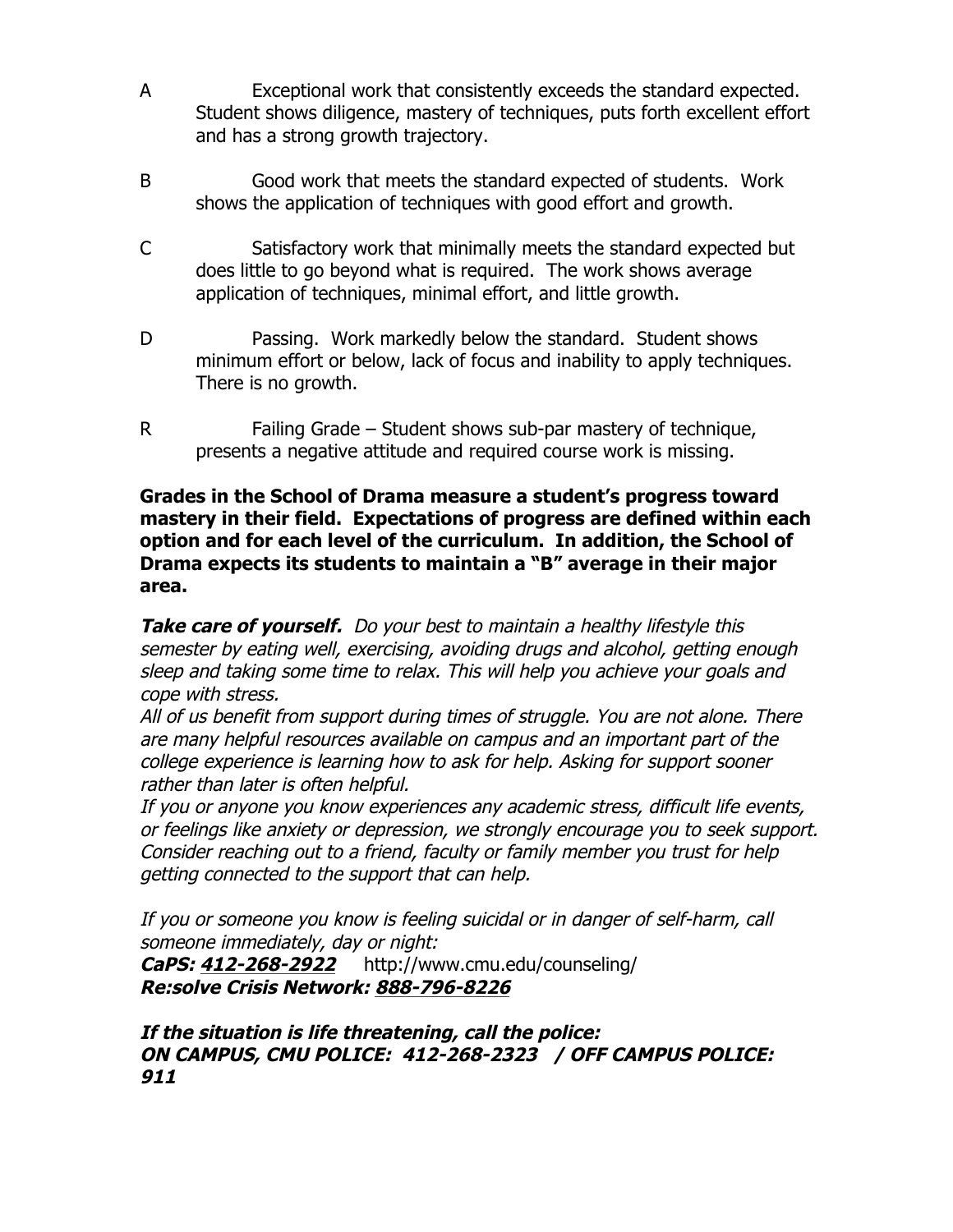A Exceptional work that consistently exceeds the standard expected. Student shows diligence, mastery of techniques, puts forth excellent effort and has a strong growth trajectory.

B Good work that meets the standard expected of students. Work shows the application of techniques with good effort and growth.

C Satisfactory work that minimally meets the standard expected but does little to go beyond what is required. The work shows average application of techniques, minimal effort, and little growth.

D Passing. Work markedly below the standard. Student shows minimum effort or below, lack of focus and inability to apply techniques. There is no growth.

R Failing Grade – Student shows sub-par mastery of technique, presents a negative attitude and required course work is missing.

**Grades in the School of Drama measure a student's progress toward mastery in their field. Expectations of progress are defined within each option and for each level of the curriculum. In addition, the School of Drama expects its students to maintain a "B" average in their major area.**

***Take care of yourself.*** *Do your best to maintain a healthy lifestyle this semester by eating well, exercising, avoiding drugs and alcohol, getting enough sleep and taking some time to relax. This will help you achieve your goals and cope with stress.*
*All of us benefit from support during times of struggle. You are not alone. There are many helpful resources available on campus and an important part of the college experience is learning how to ask for help. Asking for support sooner rather than later is often helpful.*
*If you or anyone you know experiences any academic stress, difficult life events, or feelings like anxiety or depression, we strongly encourage you to seek support. Consider reaching out to a friend, faculty or family member you trust for help getting connected to the support that can help.*

*If you or someone you know is feeling suicidal or in danger of self-harm, call someone immediately, day or night:*
***CaPS: 412-268-2922*** http://www.cmu.edu/counseling/
***Re:solve Crisis Network: 888-796-8226***

***If the situation is life threatening, call the police:***
***ON CAMPUS, CMU POLICE: 412-268-2323 / OFF CAMPUS POLICE: 911***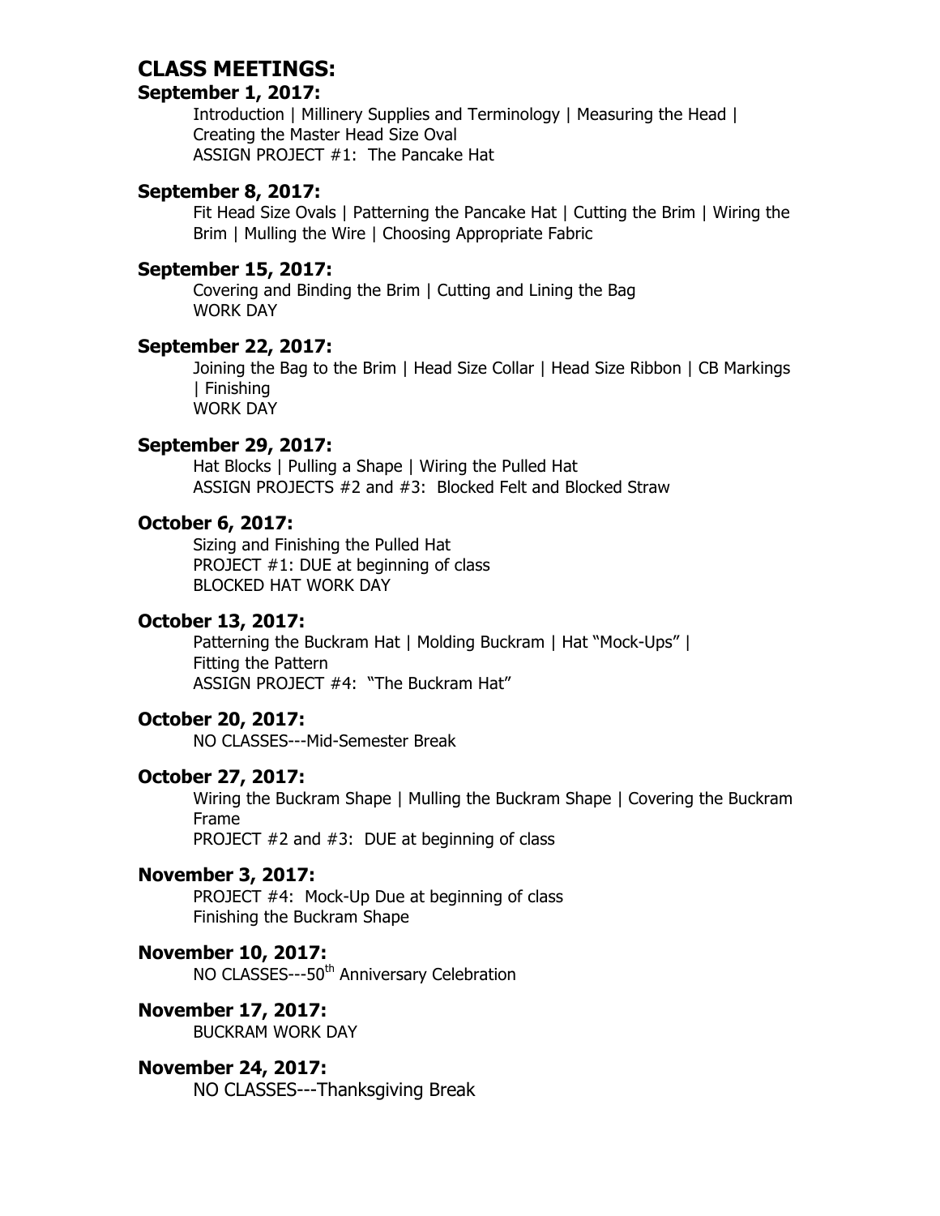## CLASS MEETINGS:

### September 1, 2017:

Introduction | Millinery Supplies and Terminology | Measuring the Head | Creating the Master Head Size Oval
ASSIGN PROJECT #1: The Pancake Hat

### September 8, 2017:

Fit Head Size Ovals | Patterning the Pancake Hat | Cutting the Brim | Wiring the Brim | Mulling the Wire | Choosing Appropriate Fabric

### September 15, 2017:

Covering and Binding the Brim | Cutting and Lining the Bag
WORK DAY

### September 22, 2017:

Joining the Bag to the Brim | Head Size Collar | Head Size Ribbon | CB Markings | Finishing
WORK DAY

### September 29, 2017:

Hat Blocks | Pulling a Shape | Wiring the Pulled Hat
ASSIGN PROJECTS #2 and #3: Blocked Felt and Blocked Straw

### October 6, 2017:

Sizing and Finishing the Pulled Hat
PROJECT #1: DUE at beginning of class
BLOCKED HAT WORK DAY

### October 13, 2017:

Patterning the Buckram Hat | Molding Buckram | Hat "Mock-Ups" | Fitting the Pattern
ASSIGN PROJECT #4: "The Buckram Hat"

### October 20, 2017:

NO CLASSES---Mid-Semester Break

### October 27, 2017:

Wiring the Buckram Shape | Mulling the Buckram Shape | Covering the Buckram Frame
PROJECT #2 and #3: DUE at beginning of class

### November 3, 2017:

PROJECT #4: Mock-Up Due at beginning of class
Finishing the Buckram Shape

### November 10, 2017:

NO CLASSES---50th Anniversary Celebration

### November 17, 2017:

BUCKRAM WORK DAY

### November 24, 2017:

NO CLASSES---Thanksgiving Break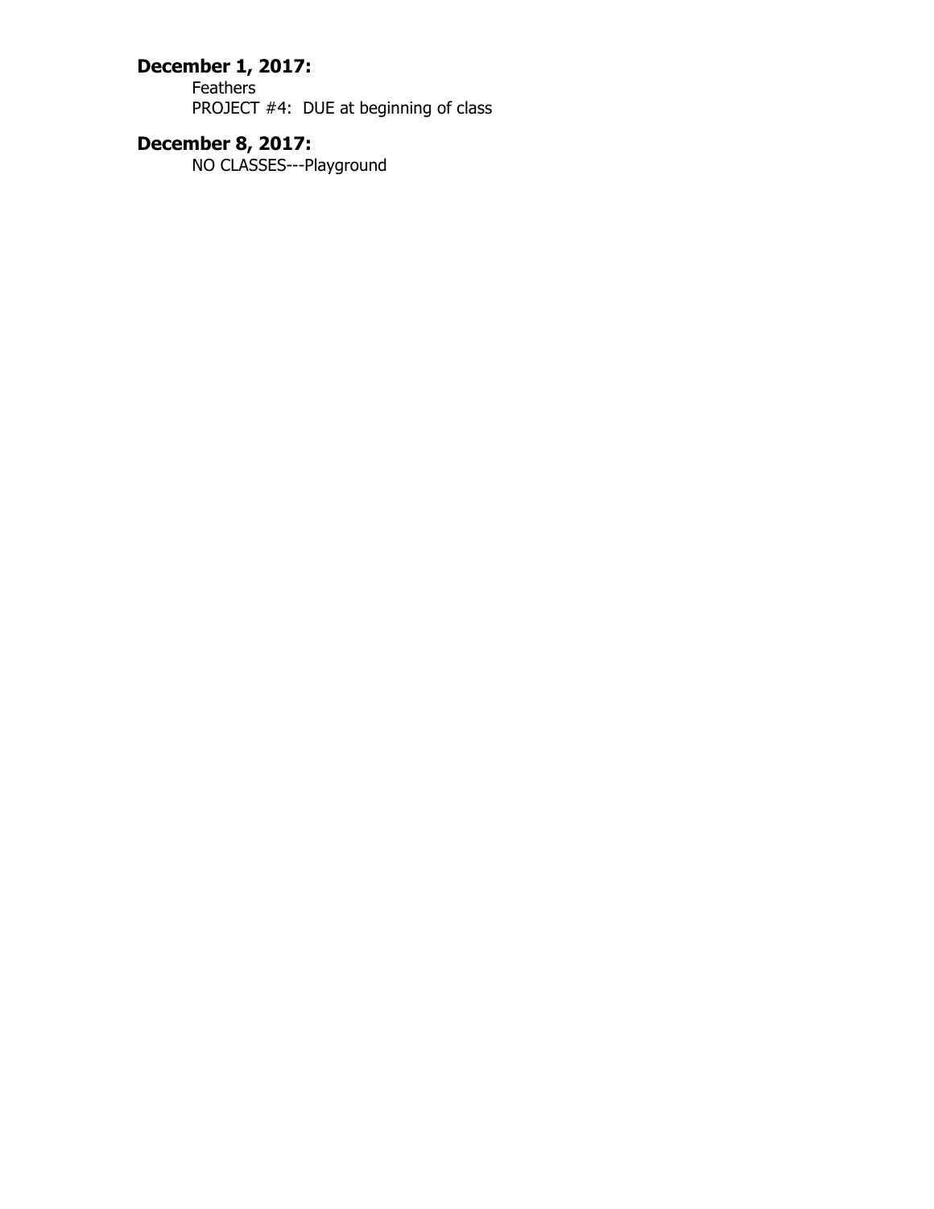**December 1, 2017:**

Feathers
PROJECT #4:  DUE at beginning of class

**December 8, 2017:**

NO CLASSES---Playground